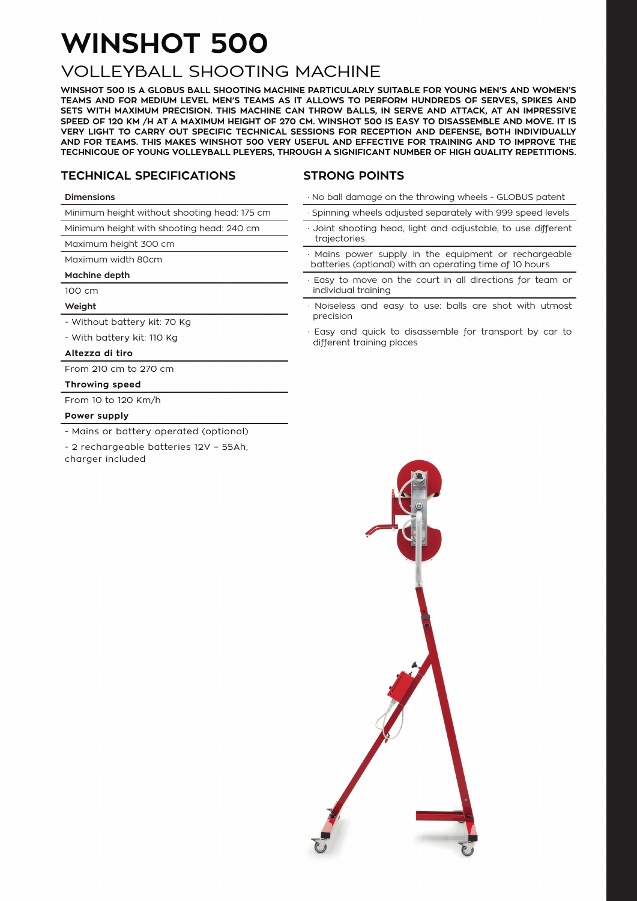# WINSHOT 500

## VOLLEYBALL SHOOTING MACHINE

**WINSHOT 500 IS A GLOBUS BALL SHOOTING MACHINE PARTICULARLY SUITABLE FOR YOUNG MEN'S AND WOMEN'S TEAMS AND FOR MEDIUM LEVEL MEN'S TEAMS AS IT ALLOWS TO PERFORM HUNDREDS OF SERVES, SPIKES AND SETS WITH MAXIMUM PRECISION. THIS MACHINE CAN THROW BALLS, IN SERVE AND ATTACK, AT AN IMPRESSIVE SPEED OF 120 KM /H AT A MAXIMUM HEIGHT OF 270 CM. WINSHOT 500 IS EASY TO DISASSEMBLE AND MOVE. IT IS VERY LIGHT TO CARRY OUT SPECIFIC TECHNICAL SESSIONS FOR RECEPTION AND DEFENSE, BOTH INDIVIDUALLY AND FOR TEAMS. THIS MAKES WINSHOT 500 VERY USEFUL AND EFFECTIVE FOR TRAINING AND TO IMPROVE THE TECHNICQUE OF YOUNG VOLLEYBALL PLEYERS, THROUGH A SIGNIFICANT NUMBER OF HIGH QUALITY REPETITIONS.**

### TECHNICAL SPECIFICATIONS

**Dimensions**

Minimum height without shooting head: 175 cm

Minimum height with shooting head: 240 cm

Maximum height 300 cm

Maximum width 80cm

**Machine depth**

100 cm

**Weight**

- Without battery kit: 70 Kg
- With battery kit: 110 Kg

**Altezza di tiro**

From 210 cm to 270 cm

**Throwing speed**

From 10 to 120 Km/h

**Power supply**

- Mains or battery operated (optional)
- 2 rechargeable batteries 12V – 55Ah, charger included

### STRONG POINTS

· No ball damage on the throwing wheels - GLOBUS patent

· Spinning wheels adjusted separately with 999 speed levels

· Joint shooting head, light and adjustable, to use different trajectories

· Mains power supply in the equipment or rechargeable batteries (optional) with an operating time of 10 hours

· Easy to move on the court in all directions for team or individual training

· Noiseless and easy to use: balls are shot with utmost precision

· Easy and quick to disassemble for transport by car to different training places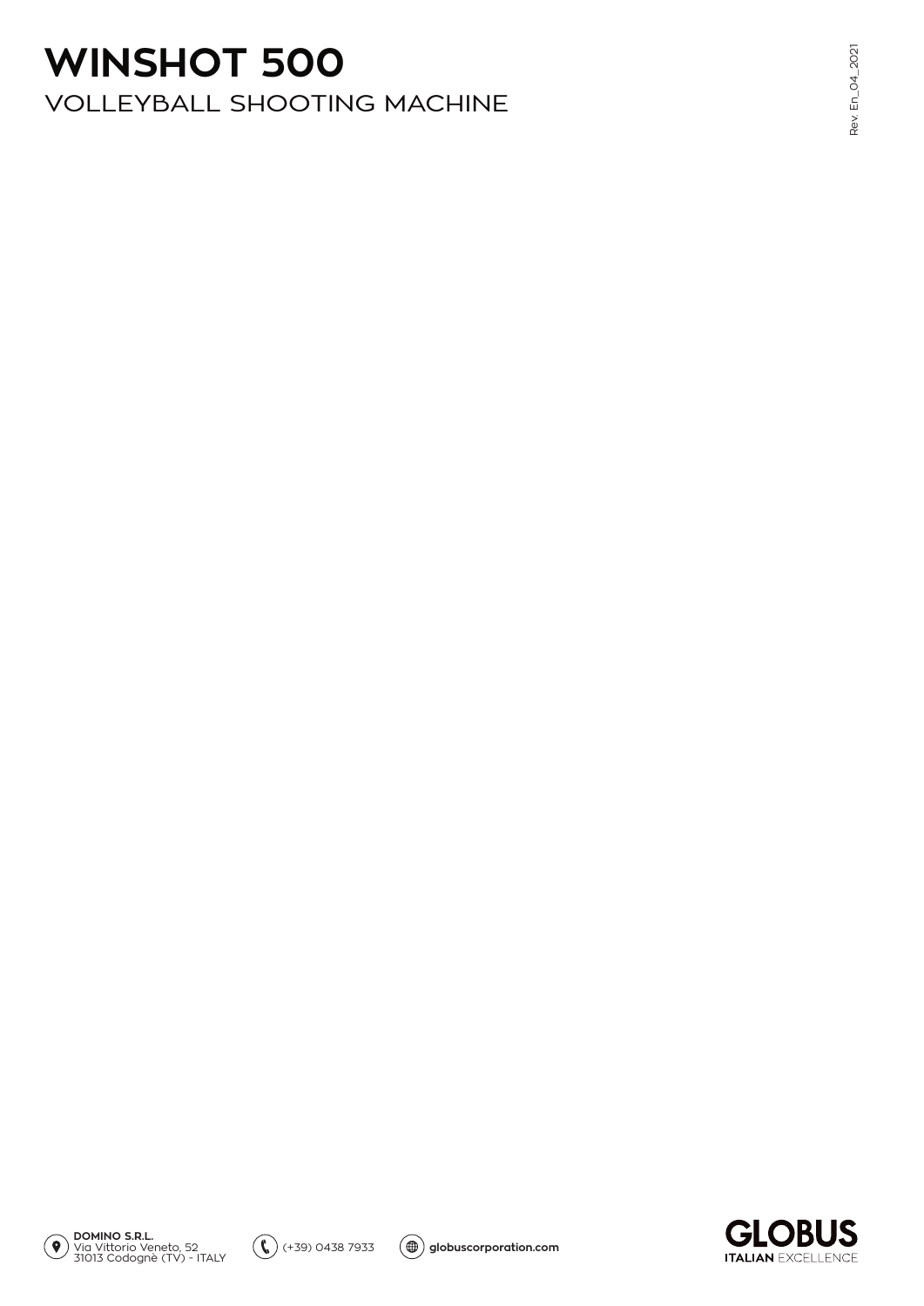# WINSHOT 500

## VOLLEYBALL SHOOTING MACHINE

Rev. En_04_2021

**DOMINO S.R.L.**
Via Vittorio Veneto, 52
31013 Codognè (TV) - ITALY

(+39) 0438 7933

**globuscorporation.com**

**GLOBUS**
**ITALIAN** EXCELLENCE